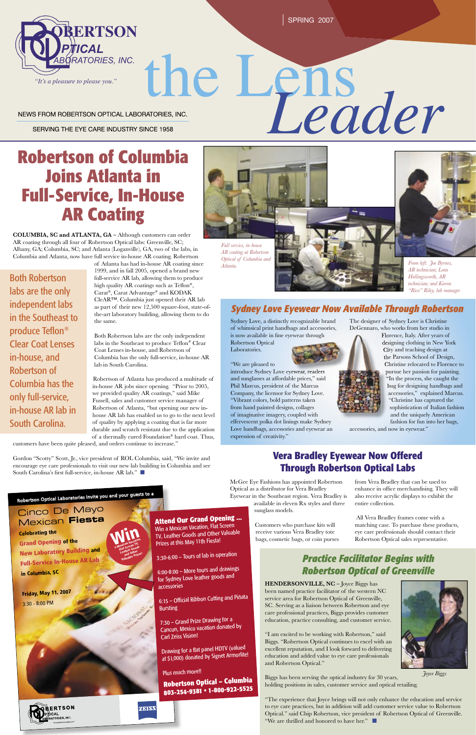ROBERTSON OPTICAL LABORATORIES, INC.

*"It's a pleasure to please you."*

SPRING 2007

# the Lens *Leader*

NEWS FROM ROBERTSON OPTICAL LABORATORIES, INC.

SERVING THE EYE CARE INDUSTRY SINCE 1958

## Robertson of Columbia Joins Atlanta in Full-Service, In-House AR Coating

**COLUMBIA, SC and ATLANTA, GA –** Although customers can order AR coating through all four of Robertson Optical labs: Greenville, SC; Albany, GA; Columbia, SC; and Atlanta (Loganville), GA, two of the labs, in Columbia and Atlanta, now have full service in-house AR coating. Robertson of Atlanta has had in-house AR coating since 1999, and in fall 2005, opened a brand new full-service AR lab, allowing them to produce high quality AR coatings such as Teflon®, Carat®, Carat Advantage® and KODAK CleAR™. Columbia just opened their AR lab as part of their new 12,500 square-foot, state-of-the-art laboratory building, allowing them to do the same.

> Both Robertson labs are the only independent labs in the Southeast to produce Teflon® Clear Coat Lenses in-house, and Robertson of Columbia has the only full-service, in-house AR lab in South Carolina.

Both Robertson labs are the only independent labs in the Southeast to produce Teflon® Clear Coat Lenses in-house, and Robertson of Columbia has the only full-service, in-house AR lab in South Carolina.

Robertson of Atlanta has produced a multitude of in-house AR jobs since opening. "Prior to 2005, we provided quality AR coatings," said Mike Fussell, sales and customer service manager of Robertson of Atlanta, "but opening our new in-house AR lab has enabled us to go to the next level of quality by applying a coating that is far more durable and scratch resistant due to the application of a thermally cured Foundation® hard coat. Thus, customers have been quite pleased, and orders continue to increase."

Gordon "Scotty" Scott, Jr., vice president of ROL Columbia, said, "We invite and encourage eye care professionals to visit our new lab building in Columbia and see South Carolina's first full-service, in-house AR lab." ■

*Full service, in-house AR coating at Robertson Optical of Columbia and Atlanta.*

*From left: Joe Byrnes, AR technician; Lenn Hollingsworth, AR technician; and Kieron "Rico" Riley, lab manager*

## Sydney Love Eyewear Now Available Through Robertson

Sydney Love, a distinctly recognizable brand of whimsical print handbags and accessories, is now available in fine eyewear through Robertson Optical Laboratories.

"We are pleased to introduce Sydney Love eyewear, readers and sunglasses at affordable prices," said Phil Marcus, president of the Marcus Company, the licensor for Sydney Love. "Vibrant colors, bold patterns taken from hand painted designs, collages of imaginative imagery, coupled with effervescent polka dot linings make Sydney Love handbags, accessories and eyewear an expression of creativity."

The designer of Sydney Love is Christine DeGennaro, who works from her studio in Florence, Italy. After years of designing clothing in New York City and teaching design at the Parsons School of Design, Christine relocated to Florence to pursue her passion for painting. "In the process, she caught the bug for designing handbags and accessories," explained Marcus. "Christine has captured the sophistication of Italian fashion and the uniquely American fashion for fun into her bags, accessories, and now in eyewear."

## Vera Bradley Eyewear Now Offered Through Robertson Optical Labs

McGee Eye Fashions has appointed Robertson Optical as a distributor for Vera Bradley Eyewear in the Southeast region. Vera Bradley is available in eleven Rx styles and three sunglass models.

Customers who purchase kits will receive various Vera Bradley tote bags, cosmetic bags, or coin purses from Vera Bradley that can be used to enhance in office merchandising. They will also receive acrylic displays to exhibit the entire collection.

All Vera Bradley frames come with a matching case. To purchase these products, eye care professionals should contact their Robertson Optical sales representative.

Robertson Optical Laboratories invite you and your guests to a

**Cinco De Mayo Mexican Fiesta**

**Celebrating the Grand Opening of the New Laboratory Building and Full-Service In-House AR Lab in Columbia, SC**

**Friday, May 11, 2007**
3:30 - 8:00 PM

**Win** a Mexican Vacation, Flat Screen TV, Leather Goods and Other Valuable Prizes!

**Attend Our Grand Opening ...**
Win a Mexican Vacation, Flat Screen TV, Leather Goods and Other Valuable Prizes at this May 11th Fiesta!

3:30-6:00 – Tours of lab in operation

6:00-8:00 – More tours and drawings for Sydney Love leather goods and accessories

6:15 – Official Ribbon Cutting and Piñata Bursting

7:30 – Grand Prize Drawing for a Cancun, Mexico vacation donated by Carl Zeiss Vision!

Drawing for a flat panel HDTV (valued at $1,000) donated by Signet Armorlite!

Plus much more!!

**Robertson Optical – Columbia**
**803-254-9381 • 1-800-922-5525**

## Practice Facilitator Begins with Robertson Optical of Greenville

**HENDERSONVILLE, NC –** Joyce Biggs has been named practice facilitator of the western NC service area for Robertson Optical of Greenville, SC. Serving as a liaison between Robertson and eye care professional practices, Biggs provides customer education, practice consulting, and customer service.

"I am excited to be working with Robertson," said Biggs. "Robertson Optical continues to excel with an excellent reputation, and I look forward to delivering education and added value to eye care professionals and Robertson Optical."

*Joyce Biggs*

Biggs has been serving the optical industry for 30 years, holding positions in sales, customer service and optical retailing.

"The experience that Joyce brings will not only enhance the education and service to eye care practices, but in addition will add customer service value to Robertson Optical." said Chip Robertson, vice president of Robertson Optical of Greenville. "We are thrilled and honored to have her." ■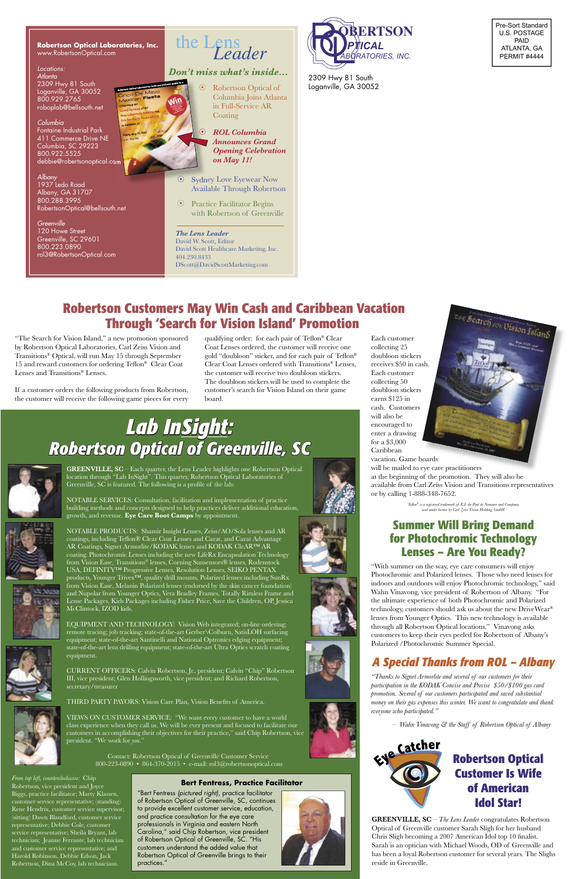**Robertson Optical Laboratories, Inc.**
www.RobertsonOptical.com

*Locations:*

*Atlanta*
2309 Hwy 81 South
Loganville, GA 30052
800.929.2765
roboplab@bellsouth.net

*Columbia*
Fontaine Industrial Park
411 Commerce Drive NE
Columbia, SC 29223
800.922.5525
debbie@robertsonoptical.com

*Albany*
1937 Ledo Road
Albany, GA 31707
800.288.3995
RobertsonOptical@bellsouth.net

*Greenville*
120 Howe Street
Greenville, SC 29601
800.223.0890
rol3@RobertsonOptical.com

# the Lens Leader

## *Don't miss what's inside...*

- Robertson Optical of Columbia Joins Atlanta in Full-Service AR Coating
- *ROL Columbia Announces Grand Opening Celebration on May 11!*
- Sydney Love Eyewear Now Available Through Robertson
- Practice Facilitator Begins with Robertson of Greenville

*The Lens Leader*
David W. Scott, Editor
David Scott Healthcare Marketing, Inc.
404.230.8433
DScott@DavidScottMarketing.com

ROBERTSON OPTICAL LABORATORIES, INC.
2309 Hwy 81 South
Loganville, GA 30052

Pre-Sort Standard
U.S. POSTAGE
PAID
ATLANTA, GA
PERMIT #4444

## Robertson Customers May Win Cash and Caribbean Vacation Through 'Search for Vision Island' Promotion

"The Search for Vision Island," a new promotion sponsored by Robertson Optical Laboratories, Carl Zeiss Vision and Transitions® Optical, will run May 15 through September 15 and reward customers for ordering Teflon® Clear Coat Lenses and Transitions® Lenses.

If a customer orders the following products from Robertson, the customer will receive the following game pieces for every qualifying order: for each pair of Teflon® Clear Coat Lenses ordered, the customer will receive one gold "doubloon" sticker, and for each pair of Teflon® Clear Coat Lenses ordered with Transitions® Lenses, the customer will receive two doubloon stickers. The doubloon stickers will be used to complete the customer's search for Vision Island on their game board.

Each customer collecting 25 doubloon stickers receives $50 in cash. Each customer collecting 50 doubloon stickers earns $125 in cash. Customers will also be encouraged to enter a drawing for a $3,000 Caribbean vacation. Game boards will be mailed to eye care practitioners at the beginning of the promotion. They will also be available from Carl Zeiss Vision and Transitions representatives or by calling 1-888-348-7652.

*Teflon® is a registered trademark of E.I. du Pont de Nemours and Company, used under license by Carl Zeiss Vision Holding, GmbH.*

## Lab InSight: Robertson Optical of Greenville, SC

**GREENVILLE, SC** – Each quarter, the Lens Leader highlights one Robertson Optical location through "Lab InSight". This quarter, Robertson Optical Laboratories of Greenville, SC is featured. The following is a profile of the lab:

NOTABLE SERVICES: Consultation, facilitation and implementation of practice building methods and concepts designed to help practices deliver additional education, growth, and revenue. **Eye Care Boot Camps** by appointment.

NOTABLE PRODUCTS: Shamir Insight Lenses, Zeiss/AO/Sola lenses and AR coatings, including Teflon® Clear Coat Lenses and Carat, and Carat Advantage AR Coatings, Signet Armorlite/KODAK lenses and KODAK CleAR™ AR coating. Photochromic Lenses including the new LifeRx Encapsulation Technology from Vision Ease, Transitions® lenses, Corning Sunsensors® lenses, Rodenstock USA, DEFINITY™ Progressive Lenses, Resolution Lenses, SEIKO PENTAX products, Younger Trivex™, quality drill mounts, Polarized lenses including SunRx from Vision Ease, Melanin Polarized lenses (endorsed by the skin cancer foundation) and Nupolar from Younger Optics, Vera Bradley Frames, Totally Rimless Frame and Lense Packages, Kids Packages including Fisher Price, Save the Children, OP, Jessica McClintock, IZOD kids.

EQUIPMENT AND TECHNOLOGY: Vision Web integrated; on-line ordering; remote tracing; job tracking; state-of-the-art Gerber\Colburn, SatisLOH surfacing equipment; state-of-the-art Santinelli and National Optronics edging equipment; state-of-the-art lens drilling equipment; state-of-the-art Ultra Optics scratch coating equipment.

CURRENT OFFICERS: Calvin Robertson, Jr., president; Calvin "Chip" Robertson III, vice president; Glen Hollingsworth, vice president; and Richard Robertson, secretary/treasurer

THIRD PARTY PAYORS: Vision Care Plan, Vision Benefits of America.

VIEWS ON CUSTOMER SERVICE: "We want every customer to have a world class experience when they call us. We will be ever present and focused to facilitate our customers in accomplishing their objectives for their practice," said Chip Robertson, vice president. "We work for *you*."

Contact: Robertson Optical of Greenville Customer Service
800-223-0890 • 864-370-2015 • e-mail: rol3@robertsonoptical.com

*From top left, counterclockwise:* Chip Robertson, vice president and Joyce Biggs, practice facilitator; Marty Klassen, customer service representative; (standing) Rene Hendrix, customer service supervisor; (sitting) Dawn Blandford, customer service representative; Debbie Cole, customer service representative; Sheila Bryant, lab technician; Jeanne Ferrante, lab technician and customer service representative; and Harold Robinson, Debbie Edson, Jack Robertson, Dina McCoy, lab technicians.

### Bert Fentress, Practice Facilitator

"Bert Fentress *(pictured right)*, practice facilitator of Robertson Optical of Greenville, SC, continues to provide excellent customer service, education, and practice consultation for the eye care professionals in Virginia and eastern North Carolina," said Chip Robertson, vice president of Robertson Optical of Greenville, SC. "His customers understand the added value that Robertson Optical of Greenville brings to their practices."

## Summer Will Bring Demand for Photochromic Technology Lenses – Are You Ready?

"With summer on the way, eye care consumers will enjoy Photochromic and Polarized lenses. Those who need lenses for indoors and outdoors will enjoy Photochromic technology," said Wahn Vinavong, vice president of Robertson of Albany. "For the ultimate experience of both Photochromic and Polarized technology, customers should ask us about the new DriveWear® lenses from Younger Optics. This new technology is available through all Robertson Optical locations." Vinavong asks customers to keep their eyes peeled for Robertson of Albany's Polarized /Photochromic Summer Special.

## *A Special Thanks from ROL – Albany*

*"Thanks to Signet Armorlite and several of our customers for their participation in the KODAK Concise and Precise $50/$100 gas card promotion. Several of our customers participated and saved substantial money on their gas expenses this winter. We want to congratulate and thank everyone who participated."*

*– Wahn Vinavong & the Staff of Robertson Optical of Albany*

## Eye Catcher: Robertson Optical Customer Is Wife of American Idol Star!

**GREENVILLE, SC** – *The Lens Leader* congratulates Robertson Optical of Greenville customer Sarah Sligh for her husband Chris Sligh becoming a 2007 American Idol top 10 finalist. Sarah is an optician with Michael Woods, OD of Greenville and has been a loyal Robertson customer for several years. The Slighs reside in Greenville.